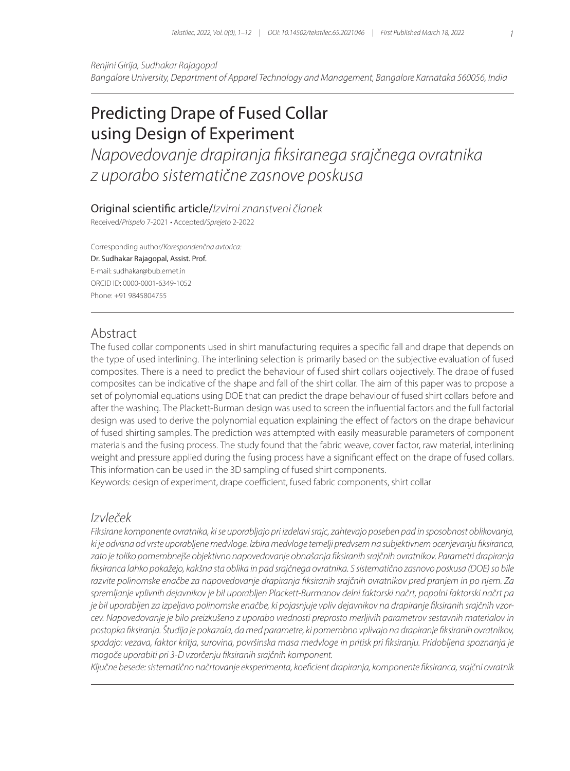*Renjini Girija, Sudhakar Rajagopal*
*Bangalore University, Department of Apparel Technology and Management, Bangalore Karnataka 560056, India*

# Predicting Drape of Fused Collar using Design of Experiment

*Napovedovanje drapiranja fiksiranega srajčnega ovratnika z uporabo sistematične zasnove poskusa*

Original scientific article/*Izvirni znanstveni članek*

Received/*Prispelo* 7-2021 • Accepted/*Sprejeto* 2-2022

Corresponding author/*Korespondenčna avtorica:*
Dr. Sudhakar Rajagopal, Assist. Prof.
E-mail: sudhakar@bub.ernet.in
ORCID ID: 0000-0001-6349-1052
Phone: +91 9845804755

## Abstract

The fused collar components used in shirt manufacturing requires a specific fall and drape that depends on the type of used interlining. The interlining selection is primarily based on the subjective evaluation of fused composites. There is a need to predict the behaviour of fused shirt collars objectively. The drape of fused composites can be indicative of the shape and fall of the shirt collar. The aim of this paper was to propose a set of polynomial equations using DOE that can predict the drape behaviour of fused shirt collars before and after the washing. The Plackett-Burman design was used to screen the influential factors and the full factorial design was used to derive the polynomial equation explaining the effect of factors on the drape behaviour of fused shirting samples. The prediction was attempted with easily measurable parameters of component materials and the fusing process. The study found that the fabric weave, cover factor, raw material, interlining weight and pressure applied during the fusing process have a significant effect on the drape of fused collars. This information can be used in the 3D sampling of fused shirt components.

Keywords: design of experiment, drape coefficient, fused fabric components, shirt collar

## *Izvleček*

*Fiksirane komponente ovratnika, ki se uporabljajo pri izdelavi srajc, zahtevajo poseben pad in sposobnost oblikovanja, ki je odvisna od vrste uporabljene medvloge. Izbira medvloge temelji predvsem na subjektivnem ocenjevanju fiksiranca, zato je toliko pomembnejše objektivno napovedovanje obnašanja fiksiranih srajčnih ovratnikov. Parametri drapiranja fiksiranca lahko pokažejo, kakšna sta oblika in pad srajčnega ovratnika. S sistematično zasnovo poskusa (DOE) so bile razvite polinomske enačbe za napovedovanje drapiranja fiksiranih srajčnih ovratnikov pred pranjem in po njem. Za spremljanje vplivnih dejavnikov je bil uporabljen Plackett-Burmanov delni faktorski načrt, popolni faktorski načrt pa je bil uporabljen za izpeljavo polinomske enačbe, ki pojasnjuje vpliv dejavnikov na drapiranje fiksiranih srajčnih vzorcev. Napovedovanje je bilo preizkušeno z uporabo vrednosti preprosto merljivih parametrov sestavnih materialov in postopka fiksiranja. Študija je pokazala, da med parametre, ki pomembno vplivajo na drapiranje fiksiranih ovratnikov, spadajo: vezava, faktor kritja, surovina, površinska masa medvloge in pritisk pri fiksiranju. Pridobljena spoznanja je mogoče uporabiti pri 3-D vzorčenju fiksiranih srajčnih komponent.*

*Ključne besede: sistematično načrtovanje eksperimenta, koeficient drapiranja, komponente fiksiranca, srajčni ovratnik*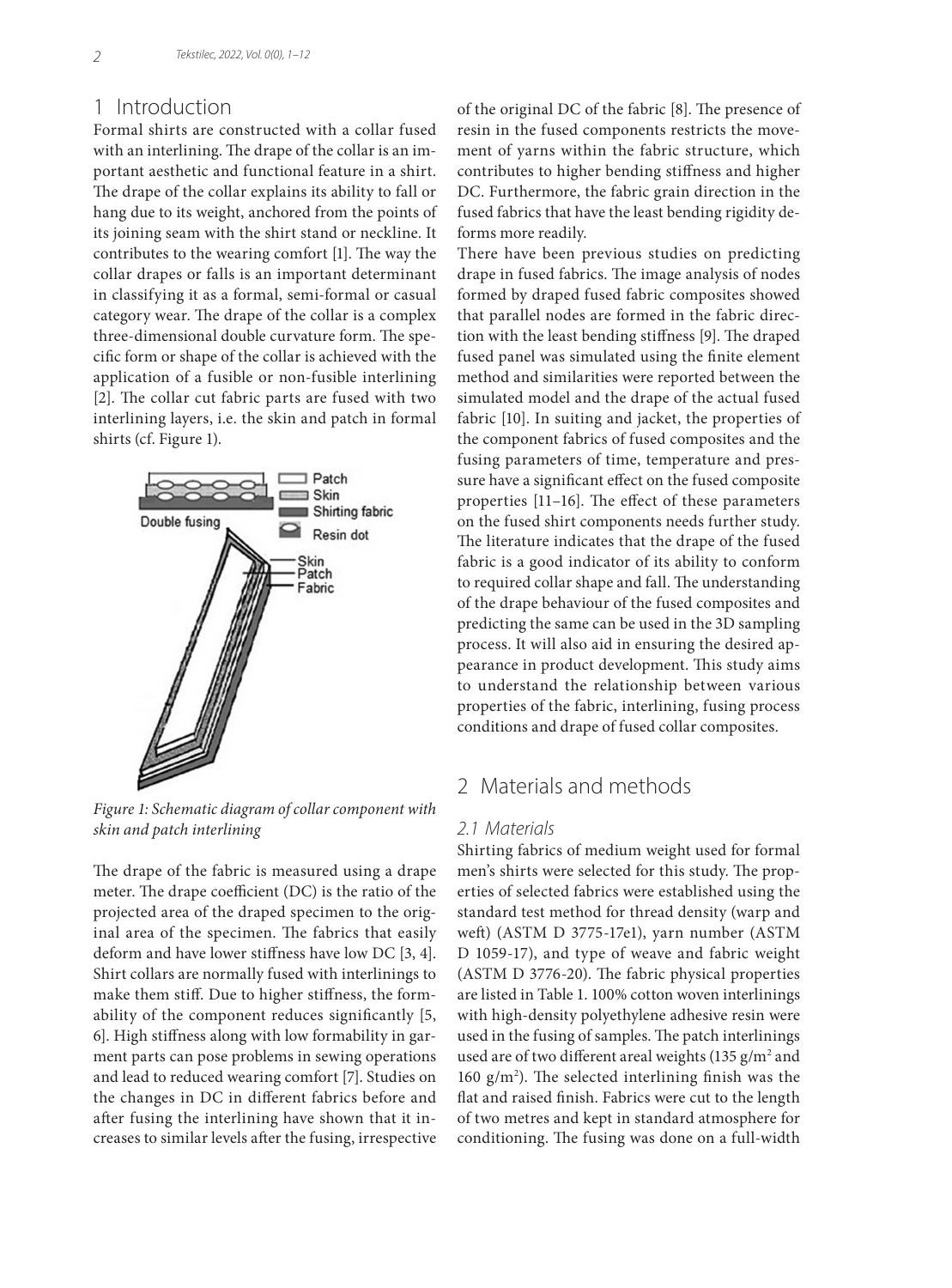## 1 Introduction

Formal shirts are constructed with a collar fused with an interlining. The drape of the collar is an important aesthetic and functional feature in a shirt. The drape of the collar explains its ability to fall or hang due to its weight, anchored from the points of its joining seam with the shirt stand or neckline. It contributes to the wearing comfort [1]. The way the collar drapes or falls is an important determinant in classifying it as a formal, semi-formal or casual category wear. The drape of the collar is a complex three-dimensional double curvature form. The specific form or shape of the collar is achieved with the application of a fusible or non-fusible interlining [2]. The collar cut fabric parts are fused with two interlining layers, i.e. the skin and patch in formal shirts (cf. Figure 1).

*Figure 1: Schematic diagram of collar component with skin and patch interlining*

The drape of the fabric is measured using a drape meter. The drape coefficient (DC) is the ratio of the projected area of the draped specimen to the original area of the specimen. The fabrics that easily deform and have lower stiffness have low DC [3, 4]. Shirt collars are normally fused with interlinings to make them stiff. Due to higher stiffness, the formability of the component reduces significantly [5, 6]. High stiffness along with low formability in garment parts can pose problems in sewing operations and lead to reduced wearing comfort [7]. Studies on the changes in DC in different fabrics before and after fusing the interlining have shown that it increases to similar levels after the fusing, irrespective of the original DC of the fabric [8]. The presence of resin in the fused components restricts the movement of yarns within the fabric structure, which contributes to higher bending stiffness and higher DC. Furthermore, the fabric grain direction in the fused fabrics that have the least bending rigidity deforms more readily.

There have been previous studies on predicting drape in fused fabrics. The image analysis of nodes formed by draped fused fabric composites showed that parallel nodes are formed in the fabric direction with the least bending stiffness [9]. The draped fused panel was simulated using the finite element method and similarities were reported between the simulated model and the drape of the actual fused fabric [10]. In suiting and jacket, the properties of the component fabrics of fused composites and the fusing parameters of time, temperature and pressure have a significant effect on the fused composite properties [11–16]. The effect of these parameters on the fused shirt components needs further study. The literature indicates that the drape of the fused fabric is a good indicator of its ability to conform to required collar shape and fall. The understanding of the drape behaviour of the fused composites and predicting the same can be used in the 3D sampling process. It will also aid in ensuring the desired appearance in product development. This study aims to understand the relationship between various properties of the fabric, interlining, fusing process conditions and drape of fused collar composites.

## 2 Materials and methods

### 2.1 Materials

Shirting fabrics of medium weight used for formal men's shirts were selected for this study. The properties of selected fabrics were established using the standard test method for thread density (warp and weft) (ASTM D 3775-17e1), yarn number (ASTM D 1059-17), and type of weave and fabric weight (ASTM D 3776-20). The fabric physical properties are listed in Table 1. 100% cotton woven interlinings with high-density polyethylene adhesive resin were used in the fusing of samples. The patch interlinings used are of two different areal weights (135 g/m$^2$ and 160 g/m$^2$). The selected interlining finish was the flat and raised finish. Fabrics were cut to the length of two metres and kept in standard atmosphere for conditioning. The fusing was done on a full-width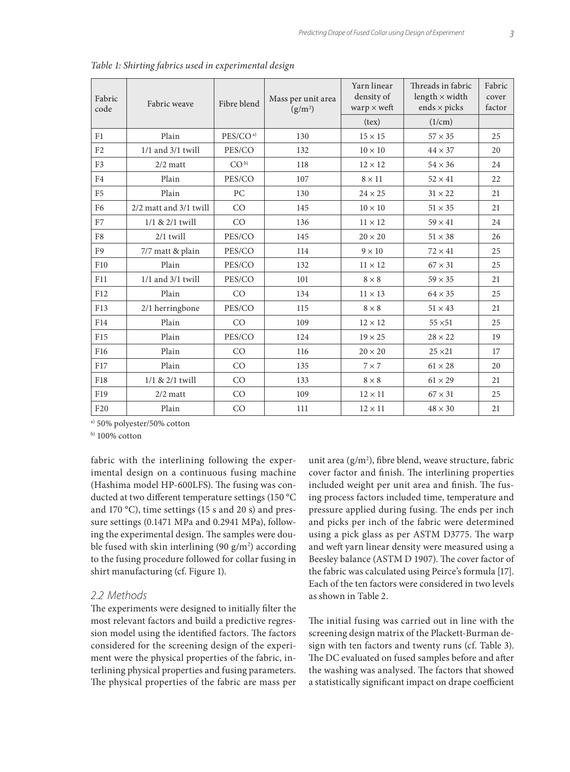*Table 1: Shirting fabrics used in experimental design*

| Fabric code | Fabric weave | Fibre blend | Mass per unit area (g/m²) | Yarn linear density of warp × weft (tex) | Threads in fabric length × width ends × picks (1/cm) | Fabric cover factor |
|---|---|---|---|---|---|---|
| F1 | Plain | PES/CO [a] | 130 | 15 × 15 | 57 × 35 | 25 |
| F2 | 1/1 and 3/1 twill | PES/CO | 132 | 10 × 10 | 44 × 37 | 20 |
| F3 | 2/2 matt | CO [b] | 118 | 12 × 12 | 54 × 36 | 24 |
| F4 | Plain | PES/CO | 107 | 8 × 11 | 52 × 41 | 22 |
| F5 | Plain | PC | 130 | 24 × 25 | 31 × 22 | 21 |
| F6 | 2/2 matt and 3/1 twill | CO | 145 | 10 × 10 | 51 × 35 | 21 |
| F7 | 1/1 & 2/1 twill | CO | 136 | 11 × 12 | 59 × 41 | 24 |
| F8 | 2/1 twill | PES/CO | 145 | 20 × 20 | 51 × 38 | 26 |
| F9 | 7/7 matt & plain | PES/CO | 114 | 9 × 10 | 72 × 41 | 25 |
| F10 | Plain | PES/CO | 132 | 11 × 12 | 67 × 31 | 25 |
| F11 | 1/1 and 3/1 twill | PES/CO | 101 | 8 × 8 | 59 × 35 | 21 |
| F12 | Plain | CO | 134 | 11 × 13 | 64 × 35 | 25 |
| F13 | 2/1 herringbone | PES/CO | 115 | 8 × 8 | 51 × 43 | 21 |
| F14 | Plain | CO | 109 | 12 × 12 | 55 ×51 | 25 |
| F15 | Plain | PES/CO | 124 | 19 × 25 | 28 × 22 | 19 |
| F16 | Plain | CO | 116 | 20 × 20 | 25 ×21 | 17 |
| F17 | Plain | CO | 135 | 7 × 7 | 61 × 28 | 20 |
| F18 | 1/1 & 2/1 twill | CO | 133 | 8 × 8 | 61 × 29 | 21 |
| F19 | 2/2 matt | CO | 109 | 12 × 11 | 67 × 31 | 25 |
| F20 | Plain | CO | 111 | 12 × 11 | 48 × 30 | 21 |

[a] 50% polyester/50% cotton

[b] 100% cotton

fabric with the interlining following the experimental design on a continuous fusing machine (Hashima model HP-600LFS). The fusing was conducted at two different temperature settings (150 °C and 170 °C), time settings (15 s and 20 s) and pressure settings (0.1471 MPa and 0.2941 MPa), following the experimental design. The samples were double fused with skin interlining (90 g/m²) according to the fusing procedure followed for collar fusing in shirt manufacturing (cf. Figure 1).

## 2.2 Methods

The experiments were designed to initially filter the most relevant factors and build a predictive regression model using the identified factors. The factors considered for the screening design of the experiment were the physical properties of the fabric, interlining physical properties and fusing parameters. The physical properties of the fabric are mass per unit area (g/m²), fibre blend, weave structure, fabric cover factor and finish. The interlining properties included weight per unit area and finish. The fusing process factors included time, temperature and pressure applied during fusing. The ends per inch and picks per inch of the fabric were determined using a pick glass as per ASTM D3775. The warp and weft yarn linear density were measured using a Beesley balance (ASTM D 1907). The cover factor of the fabric was calculated using Peirce's formula [17]. Each of the ten factors were considered in two levels as shown in Table 2.

The initial fusing was carried out in line with the screening design matrix of the Plackett-Burman design with ten factors and twenty runs (cf. Table 3). The DC evaluated on fused samples before and after the washing was analysed. The factors that showed a statistically significant impact on drape coefficient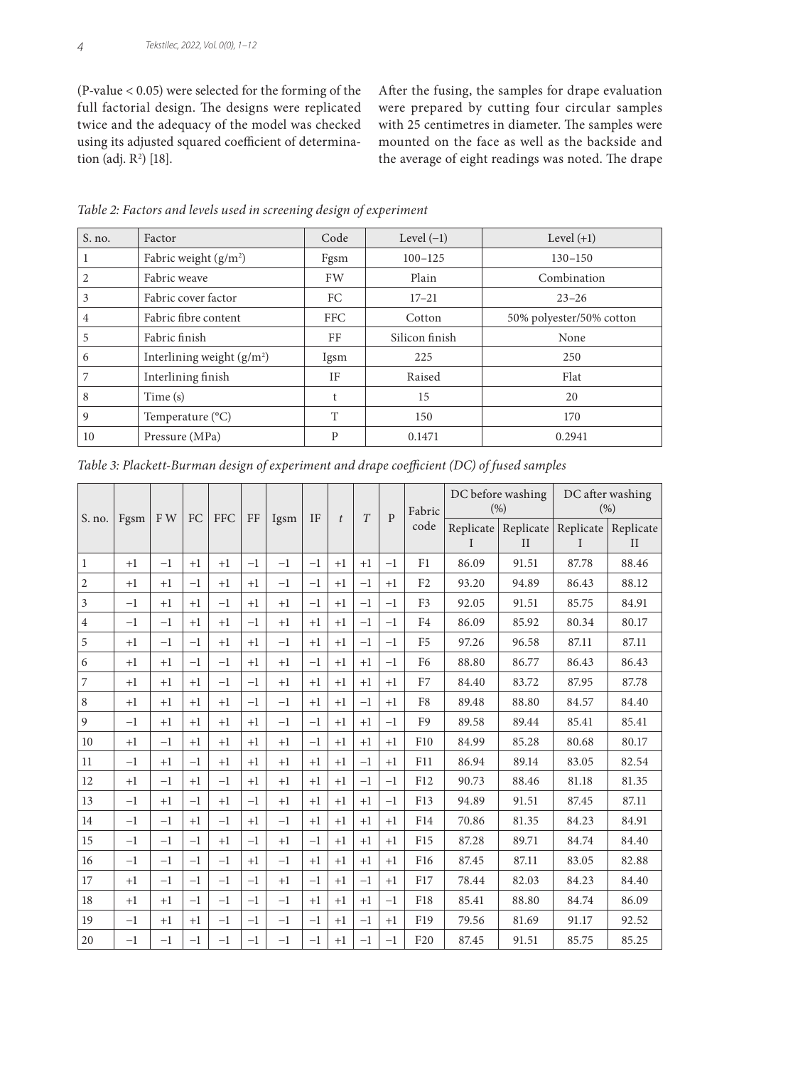(P-value < 0.05) were selected for the forming of the full factorial design. The designs were replicated twice and the adequacy of the model was checked using its adjusted squared coefficient of determination (adj. $R^2$) [18].

After the fusing, the samples for drape evaluation were prepared by cutting four circular samples with 25 centimetres in diameter. The samples were mounted on the face as well as the backside and the average of eight readings was noted. The drape

*Table 2: Factors and levels used in screening design of experiment*

| S. no. | Factor | Code | Level (–1) | Level (+1) |
|---|---|---|---|---|
| 1 | Fabric weight (g/m$^2$) | Fgsm | 100–125 | 130–150 |
| 2 | Fabric weave | FW | Plain | Combination |
| 3 | Fabric cover factor | FC | 17–21 | 23–26 |
| 4 | Fabric fibre content | FFC | Cotton | 50% polyester/50% cotton |
| 5 | Fabric finish | FF | Silicon finish | None |
| 6 | Interlining weight (g/m$^2$) | Igsm | 225 | 250 |
| 7 | Interlining finish | IF | Raised | Flat |
| 8 | Time (s) | t | 15 | 20 |
| 9 | Temperature (°C) | T | 150 | 170 |
| 10 | Pressure (MPa) | P | 0.1471 | 0.2941 |

*Table 3: Plackett-Burman design of experiment and drape coefficient (DC) of fused samples*

| S. no. | Fgsm | F W | FC | FFC | FF | Igsm | IF | $t$ | $T$ | P | Fabric code | DC before washing (%) | | DC after washing (%) | |
|---|---|---|---|---|---|---|---|---|---|---|---|---|---|---|---|
| | | | | | | | | | | | | Replicate I | Replicate II | Replicate I | Replicate II |
| 1 | +1 | –1 | +1 | +1 | –1 | –1 | –1 | +1 | +1 | –1 | F1 | 86.09 | 91.51 | 87.78 | 88.46 |
| 2 | +1 | +1 | –1 | +1 | +1 | –1 | –1 | +1 | –1 | +1 | F2 | 93.20 | 94.89 | 86.43 | 88.12 |
| 3 | –1 | +1 | +1 | –1 | +1 | +1 | –1 | +1 | –1 | –1 | F3 | 92.05 | 91.51 | 85.75 | 84.91 |
| 4 | –1 | –1 | +1 | +1 | –1 | +1 | +1 | +1 | –1 | –1 | F4 | 86.09 | 85.92 | 80.34 | 80.17 |
| 5 | +1 | –1 | –1 | +1 | +1 | –1 | +1 | +1 | –1 | –1 | F5 | 97.26 | 96.58 | 87.11 | 87.11 |
| 6 | +1 | +1 | –1 | –1 | +1 | +1 | –1 | +1 | +1 | –1 | F6 | 88.80 | 86.77 | 86.43 | 86.43 |
| 7 | +1 | +1 | +1 | –1 | –1 | +1 | +1 | +1 | +1 | +1 | F7 | 84.40 | 83.72 | 87.95 | 87.78 |
| 8 | +1 | +1 | +1 | +1 | –1 | –1 | +1 | +1 | –1 | +1 | F8 | 89.48 | 88.80 | 84.57 | 84.40 |
| 9 | –1 | +1 | +1 | +1 | +1 | –1 | –1 | +1 | +1 | –1 | F9 | 89.58 | 89.44 | 85.41 | 85.41 |
| 10 | +1 | –1 | +1 | +1 | +1 | +1 | –1 | +1 | +1 | +1 | F10 | 84.99 | 85.28 | 80.68 | 80.17 |
| 11 | –1 | +1 | –1 | +1 | +1 | +1 | +1 | +1 | –1 | +1 | F11 | 86.94 | 89.14 | 83.05 | 82.54 |
| 12 | +1 | –1 | +1 | –1 | +1 | +1 | +1 | +1 | –1 | –1 | F12 | 90.73 | 88.46 | 81.18 | 81.35 |
| 13 | –1 | +1 | –1 | +1 | –1 | +1 | +1 | +1 | +1 | –1 | F13 | 94.89 | 91.51 | 87.45 | 87.11 |
| 14 | –1 | –1 | +1 | –1 | +1 | –1 | +1 | +1 | +1 | +1 | F14 | 70.86 | 81.35 | 84.23 | 84.91 |
| 15 | –1 | –1 | –1 | +1 | –1 | +1 | –1 | +1 | +1 | +1 | F15 | 87.28 | 89.71 | 84.74 | 84.40 |
| 16 | –1 | –1 | –1 | –1 | +1 | –1 | +1 | +1 | +1 | +1 | F16 | 87.45 | 87.11 | 83.05 | 82.88 |
| 17 | +1 | –1 | –1 | –1 | –1 | +1 | –1 | +1 | –1 | +1 | F17 | 78.44 | 82.03 | 84.23 | 84.40 |
| 18 | +1 | +1 | –1 | –1 | –1 | –1 | +1 | +1 | +1 | –1 | F18 | 85.41 | 88.80 | 84.74 | 86.09 |
| 19 | –1 | +1 | +1 | –1 | –1 | –1 | –1 | +1 | –1 | +1 | F19 | 79.56 | 81.69 | 91.17 | 92.52 |
| 20 | –1 | –1 | –1 | –1 | –1 | –1 | –1 | +1 | –1 | –1 | F20 | 87.45 | 91.51 | 85.75 | 85.25 |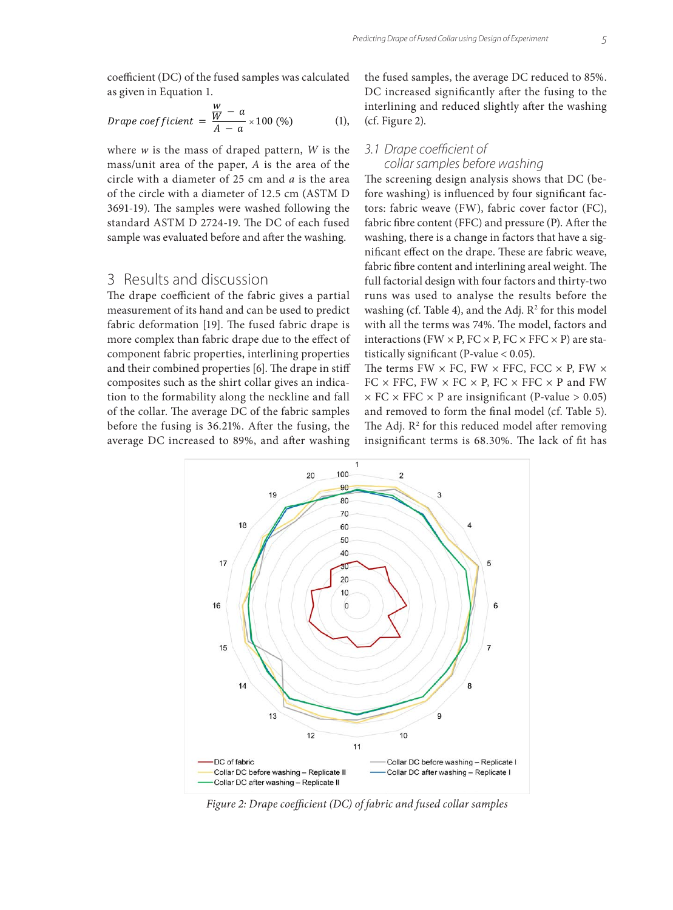coefficient (DC) of the fused samples was calculated as given in Equation 1.

$$Drape\ coefficient = \frac{\frac{w}{W} - a}{A - a} \times 100\ (\%) \quad (1),$$

where $w$ is the mass of draped pattern, $W$ is the mass/unit area of the paper, $A$ is the area of the circle with a diameter of 25 cm and $a$ is the area of the circle with a diameter of 12.5 cm (ASTM D 3691-19). The samples were washed following the standard ASTM D 2724-19. The DC of each fused sample was evaluated before and after the washing.

## 3 Results and discussion

The drape coefficient of the fabric gives a partial measurement of its hand and can be used to predict fabric deformation [19]. The fused fabric drape is more complex than fabric drape due to the effect of component fabric properties, interlining properties and their combined properties [6]. The drape in stiff composites such as the shirt collar gives an indication to the formability along the neckline and fall of the collar. The average DC of the fabric samples before the fusing is 36.21%. After the fusing, the average DC increased to 89%, and after washing the fused samples, the average DC reduced to 85%. DC increased significantly after the fusing to the interlining and reduced slightly after the washing (cf. Figure 2).

### 3.1 Drape coefficient of collar samples before washing

The screening design analysis shows that DC (before washing) is influenced by four significant factors: fabric weave (FW), fabric cover factor (FC), fabric fibre content (FFC) and pressure (P). After the washing, there is a change in factors that have a significant effect on the drape. These are fabric weave, fabric fibre content and interlining areal weight. The full factorial design with four factors and thirty-two runs was used to analyse the results before the washing (cf. Table 4), and the Adj. $R^2$ for this model with all the terms was 74%. The model, factors and interactions (FW × P, FC × P, FC × FFC × P) are statistically significant (P-value < 0.05).

The terms FW × FC, FW × FFC, FCC × P, FW × FC × FFC, FW × FC × P, FC × FFC × P and FW × FC × FFC × P are insignificant (P-value > 0.05) and removed to form the final model (cf. Table 5). The Adj. $R^2$ for this reduced model after removing insignificant terms is 68.30%. The lack of fit has

Figure 2: Drape coefficient (DC) of fabric and fused collar samples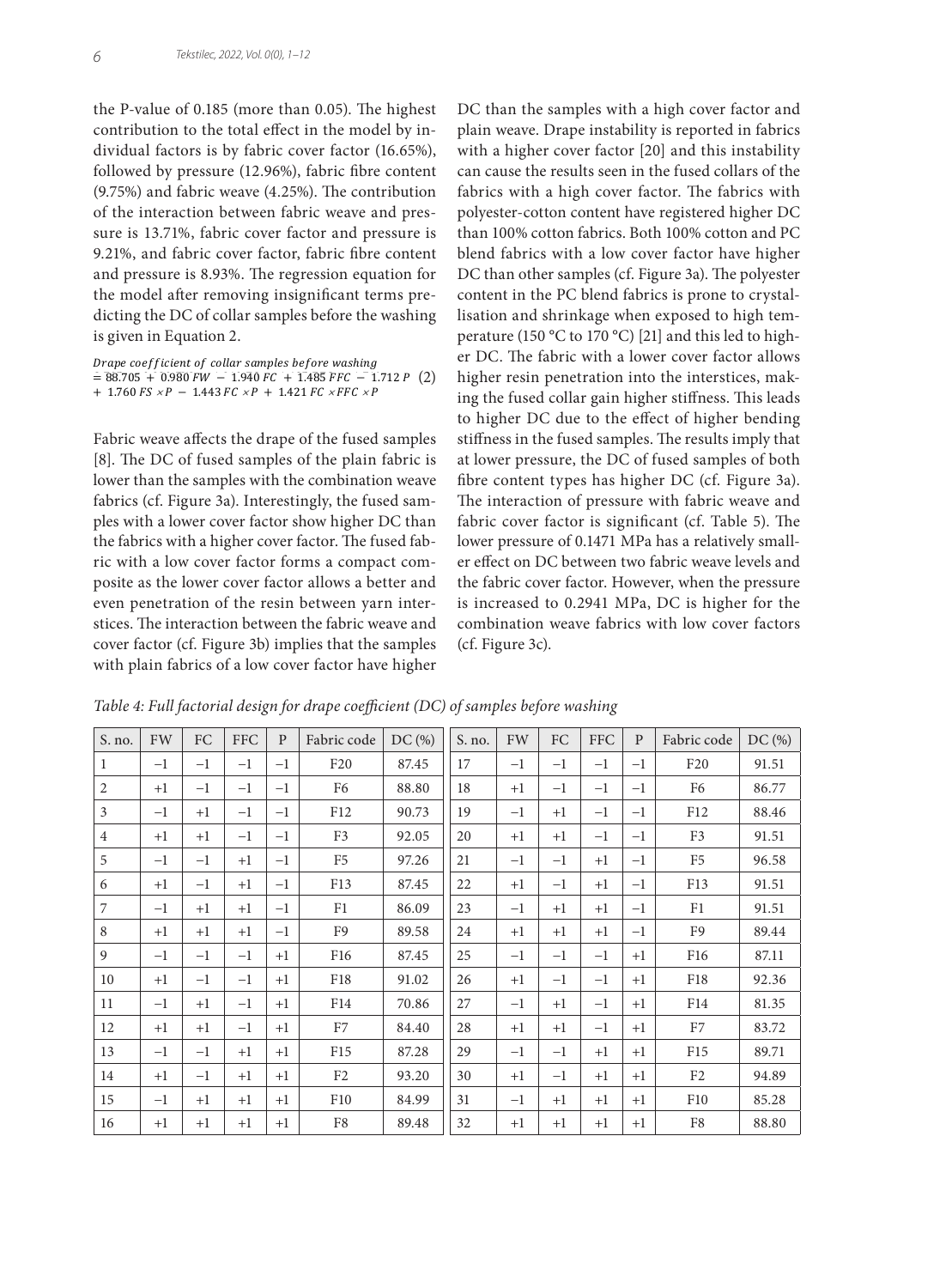the P-value of 0.185 (more than 0.05). The highest contribution to the total effect in the model by individual factors is by fabric cover factor (16.65%), followed by pressure (12.96%), fabric fibre content (9.75%) and fabric weave (4.25%). The contribution of the interaction between fabric weave and pressure is 13.71%, fabric cover factor and pressure is 9.21%, and fabric cover factor, fabric fibre content and pressure is 8.93%. The regression equation for the model after removing insignificant terms predicting the DC of collar samples before the washing is given in Equation 2.

$$\begin{aligned} &Drape\ coefficient\ of\ collar\ samples\ before\ washing \\ &= 88.705 + 0.980\ FW - 1.940\ FC + 1.485\ FFC - 1.712\ P \\ &+ 1.760\ FS \times P - 1.443\ FC \times P + 1.421\ FC \times FFC \times P \end{aligned} \quad (2)$$

Fabric weave affects the drape of the fused samples [8]. The DC of fused samples of the plain fabric is lower than the samples with the combination weave fabrics (cf. Figure 3a). Interestingly, the fused samples with a lower cover factor show higher DC than the fabrics with a higher cover factor. The fused fabric with a low cover factor forms a compact composite as the lower cover factor allows a better and even penetration of the resin between yarn interstices. The interaction between the fabric weave and cover factor (cf. Figure 3b) implies that the samples with plain fabrics of a low cover factor have higher DC than the samples with a high cover factor and plain weave. Drape instability is reported in fabrics with a higher cover factor [20] and this instability can cause the results seen in the fused collars of the fabrics with a high cover factor. The fabrics with polyester-cotton content have registered higher DC than 100% cotton fabrics. Both 100% cotton and PC blend fabrics with a low cover factor have higher DC than other samples (cf. Figure 3a). The polyester content in the PC blend fabrics is prone to crystallisation and shrinkage when exposed to high temperature (150 °C to 170 °C) [21] and this led to higher DC. The fabric with a lower cover factor allows higher resin penetration into the interstices, making the fused collar gain higher stiffness. This leads to higher DC due to the effect of higher bending stiffness in the fused samples. The results imply that at lower pressure, the DC of fused samples of both fibre content types has higher DC (cf. Figure 3a). The interaction of pressure with fabric weave and fabric cover factor is significant (cf. Table 5). The lower pressure of 0.1471 MPa has a relatively smaller effect on DC between two fabric weave levels and the fabric cover factor. However, when the pressure is increased to 0.2941 MPa, DC is higher for the combination weave fabrics with low cover factors (cf. Figure 3c).

*Table 4: Full factorial design for drape coefficient (DC) of samples before washing*

| S. no. | FW | FC | FFC | P | Fabric code | DC (%) | S. no. | FW | FC | FFC | P | Fabric code | DC (%) |
|---|---|---|---|---|---|---|---|---|---|---|---|---|---|
| 1 | −1 | −1 | −1 | −1 | F20 | 87.45 | 17 | −1 | −1 | −1 | −1 | F20 | 91.51 |
| 2 | +1 | −1 | −1 | −1 | F6 | 88.80 | 18 | +1 | −1 | −1 | −1 | F6 | 86.77 |
| 3 | −1 | +1 | −1 | −1 | F12 | 90.73 | 19 | −1 | +1 | −1 | −1 | F12 | 88.46 |
| 4 | +1 | +1 | −1 | −1 | F3 | 92.05 | 20 | +1 | +1 | −1 | −1 | F3 | 91.51 |
| 5 | −1 | −1 | +1 | −1 | F5 | 97.26 | 21 | −1 | −1 | +1 | −1 | F5 | 96.58 |
| 6 | +1 | −1 | +1 | −1 | F13 | 87.45 | 22 | +1 | −1 | +1 | −1 | F13 | 91.51 |
| 7 | −1 | +1 | +1 | −1 | F1 | 86.09 | 23 | −1 | +1 | +1 | −1 | F1 | 91.51 |
| 8 | +1 | +1 | +1 | −1 | F9 | 89.58 | 24 | +1 | +1 | +1 | −1 | F9 | 89.44 |
| 9 | −1 | −1 | −1 | +1 | F16 | 87.45 | 25 | −1 | −1 | −1 | +1 | F16 | 87.11 |
| 10 | +1 | −1 | −1 | +1 | F18 | 91.02 | 26 | +1 | −1 | −1 | +1 | F18 | 92.36 |
| 11 | −1 | +1 | −1 | +1 | F14 | 70.86 | 27 | −1 | +1 | −1 | +1 | F14 | 81.35 |
| 12 | +1 | +1 | −1 | +1 | F7 | 84.40 | 28 | +1 | +1 | −1 | +1 | F7 | 83.72 |
| 13 | −1 | −1 | +1 | +1 | F15 | 87.28 | 29 | −1 | −1 | +1 | +1 | F15 | 89.71 |
| 14 | +1 | −1 | +1 | +1 | F2 | 93.20 | 30 | +1 | −1 | +1 | +1 | F2 | 94.89 |
| 15 | −1 | +1 | +1 | +1 | F10 | 84.99 | 31 | −1 | +1 | +1 | +1 | F10 | 85.28 |
| 16 | +1 | +1 | +1 | +1 | F8 | 89.48 | 32 | +1 | +1 | +1 | +1 | F8 | 88.80 |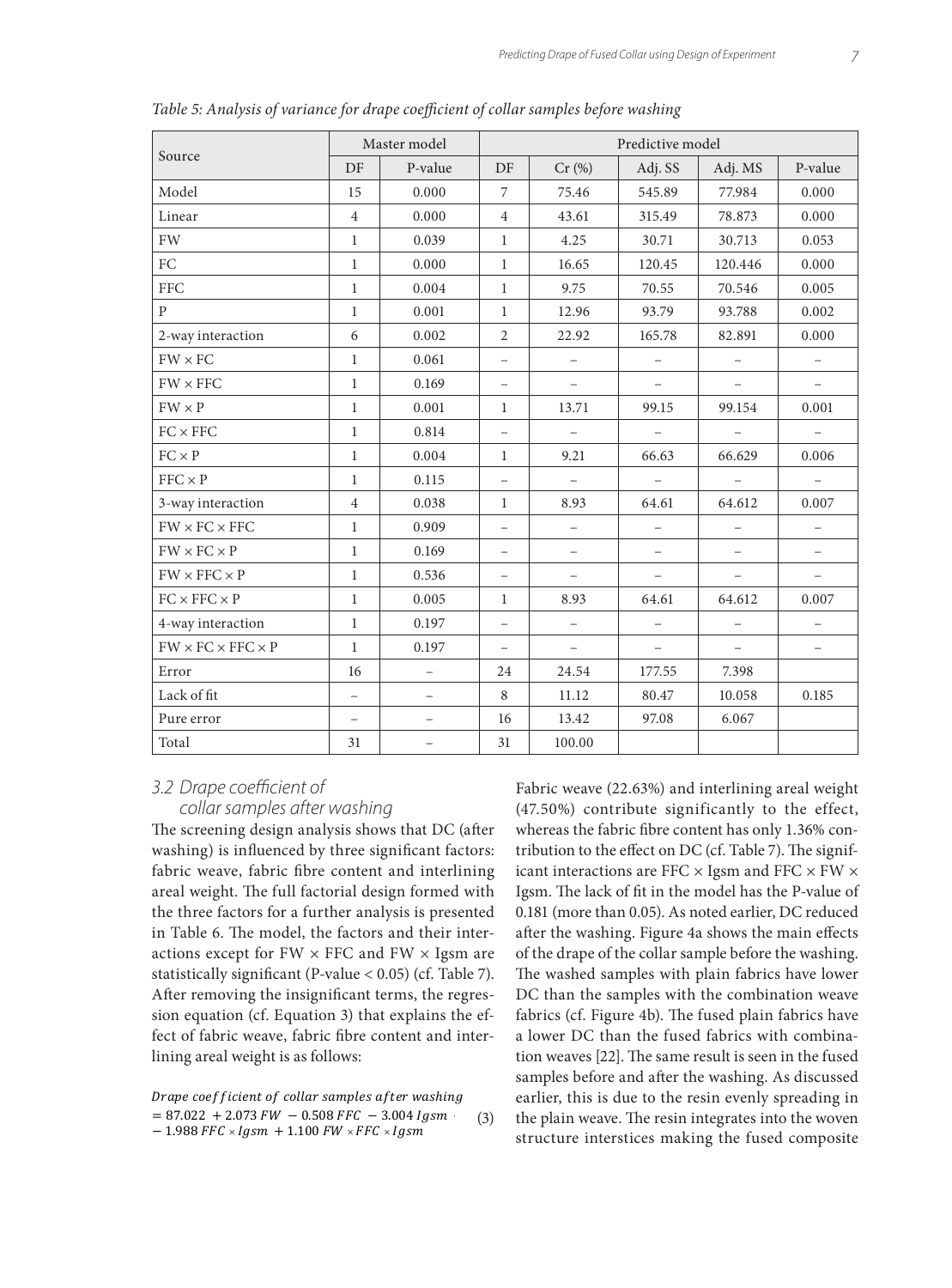*Table 5: Analysis of variance for drape coefficient of collar samples before washing*

| Source | Master model | | Predictive model | | | | |
|---|---|---|---|---|---|---|---|
| | DF | P-value | DF | Cr (%) | Adj. SS | Adj. MS | P-value |
| Model | 15 | 0.000 | 7 | 75.46 | 545.89 | 77.984 | 0.000 |
| Linear | 4 | 0.000 | 4 | 43.61 | 315.49 | 78.873 | 0.000 |
| FW | 1 | 0.039 | 1 | 4.25 | 30.71 | 30.713 | 0.053 |
| FC | 1 | 0.000 | 1 | 16.65 | 120.45 | 120.446 | 0.000 |
| FFC | 1 | 0.004 | 1 | 9.75 | 70.55 | 70.546 | 0.005 |
| P | 1 | 0.001 | 1 | 12.96 | 93.79 | 93.788 | 0.002 |
| 2-way interaction | 6 | 0.002 | 2 | 22.92 | 165.78 | 82.891 | 0.000 |
| FW × FC | 1 | 0.061 | – | – | – | – | – |
| FW × FFC | 1 | 0.169 | – | – | – | – | – |
| FW × P | 1 | 0.001 | 1 | 13.71 | 99.15 | 99.154 | 0.001 |
| FC × FFC | 1 | 0.814 | – | – | – | – | – |
| FC × P | 1 | 0.004 | 1 | 9.21 | 66.63 | 66.629 | 0.006 |
| FFC × P | 1 | 0.115 | – | – | – | – | – |
| 3-way interaction | 4 | 0.038 | 1 | 8.93 | 64.61 | 64.612 | 0.007 |
| FW × FC × FFC | 1 | 0.909 | – | – | – | – | – |
| FW × FC × P | 1 | 0.169 | – | – | – | – | – |
| FW × FFC × P | 1 | 0.536 | – | – | – | – | – |
| FC × FFC × P | 1 | 0.005 | 1 | 8.93 | 64.61 | 64.612 | 0.007 |
| 4-way interaction | 1 | 0.197 | – | – | – | – | – |
| FW × FC × FFC × P | 1 | 0.197 | – | – | – | – | – |
| Error | 16 | – | 24 | 24.54 | 177.55 | 7.398 | |
| Lack of fit | – | – | 8 | 11.12 | 80.47 | 10.058 | 0.185 |
| Pure error | – | – | 16 | 13.42 | 97.08 | 6.067 | |
| Total | 31 | – | 31 | 100.00 | | | |

### 3.2 Drape coefficient of collar samples after washing

The screening design analysis shows that DC (after washing) is influenced by three significant factors: fabric weave, fabric fibre content and interlining areal weight. The full factorial design formed with the three factors for a further analysis is presented in Table 6. The model, the factors and their interactions except for FW × FFC and FW × Igsm are statistically significant (P-value < 0.05) (cf. Table 7). After removing the insignificant terms, the regression equation (cf. Equation 3) that explains the effect of fabric weave, fabric fibre content and interlining areal weight is as follows:

$$\begin{aligned} &\textit{Drape coefficient of collar samples after washing} \\ &= 87.022 + 2.073\,FW - 0.508\,FFC - 3.004\,Igsm \\ &- 1.988\,FFC \times Igsm + 1.100\,FW \times FFC \times Igsm \end{aligned} \quad (3)$$

Fabric weave (22.63%) and interlining areal weight (47.50%) contribute significantly to the effect, whereas the fabric fibre content has only 1.36% contribution to the effect on DC (cf. Table 7). The significant interactions are FFC × Igsm and FFC × FW × Igsm. The lack of fit in the model has the P-value of 0.181 (more than 0.05). As noted earlier, DC reduced after the washing. Figure 4a shows the main effects of the drape of the collar sample before the washing. The washed samples with plain fabrics have lower DC than the samples with the combination weave fabrics (cf. Figure 4b). The fused plain fabrics have a lower DC than the fused fabrics with combination weaves [22]. The same result is seen in the fused samples before and after the washing. As discussed earlier, this is due to the resin evenly spreading in the plain weave. The resin integrates into the woven structure interstices making the fused composite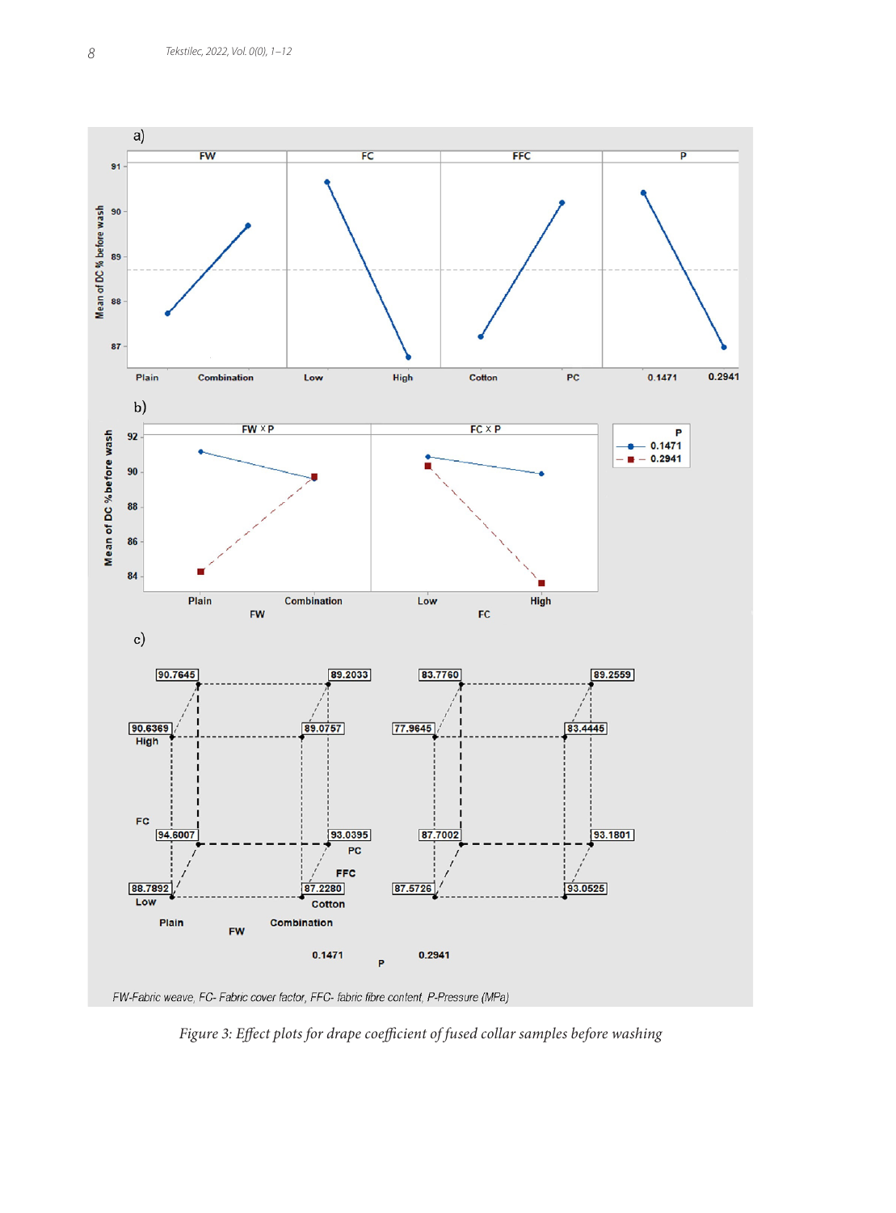FW-Fabric weave, FC- Fabric cover factor, FFC- fabric fibre content, P-Pressure (MPa)

*Figure 3: Effect plots for drape coefficient of fused collar samples before washing*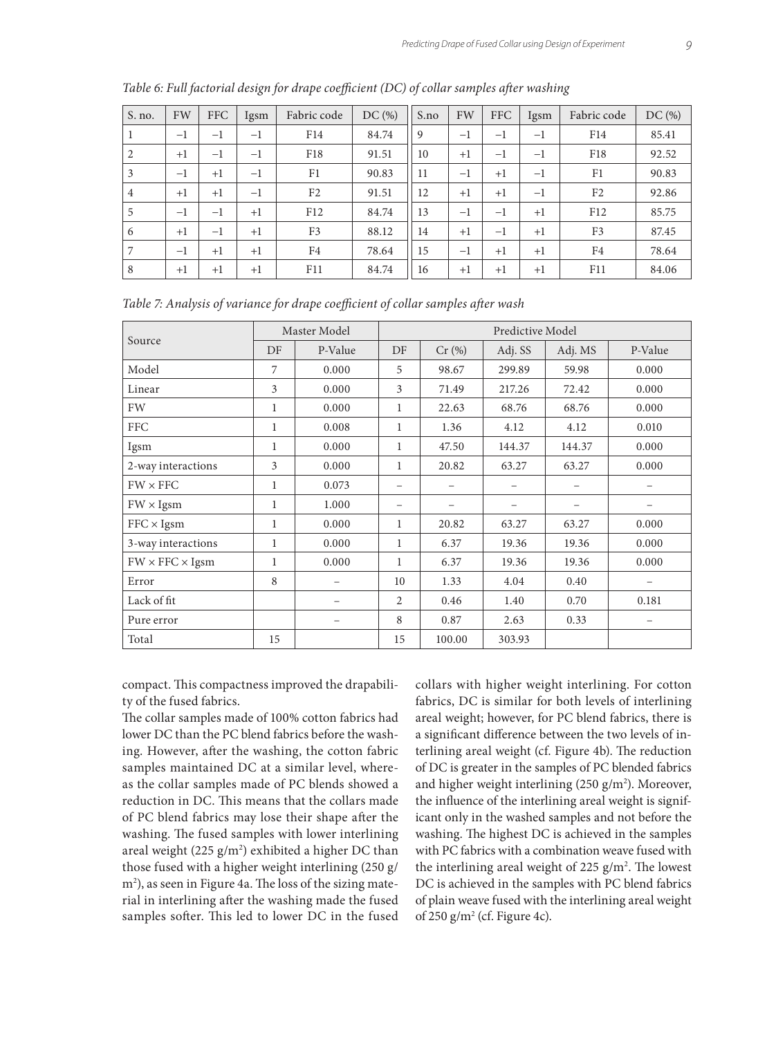*Table 6: Full factorial design for drape coefficient (DC) of collar samples after washing*

| S. no. | FW | FFC | Igsm | Fabric code | DC (%) | S.no | FW | FFC | Igsm | Fabric code | DC (%) |
|---|---|---|---|---|---|---|---|---|---|---|---|
| 1 | −1 | −1 | −1 | F14 | 84.74 | 9 | −1 | −1 | −1 | F14 | 85.41 |
| 2 | +1 | −1 | −1 | F18 | 91.51 | 10 | +1 | −1 | −1 | F18 | 92.52 |
| 3 | −1 | +1 | −1 | F1 | 90.83 | 11 | −1 | +1 | −1 | F1 | 90.83 |
| 4 | +1 | +1 | −1 | F2 | 91.51 | 12 | +1 | +1 | −1 | F2 | 92.86 |
| 5 | −1 | −1 | +1 | F12 | 84.74 | 13 | −1 | −1 | +1 | F12 | 85.75 |
| 6 | +1 | −1 | +1 | F3 | 88.12 | 14 | +1 | −1 | +1 | F3 | 87.45 |
| 7 | −1 | +1 | +1 | F4 | 78.64 | 15 | −1 | +1 | +1 | F4 | 78.64 |
| 8 | +1 | +1 | +1 | F11 | 84.74 | 16 | +1 | +1 | +1 | F11 | 84.06 |

*Table 7: Analysis of variance for drape coefficient of collar samples after wash*

| Source | Master Model | | Predictive Model | | | | |
|---|---|---|---|---|---|---|---|
| | DF | P-Value | DF | Cr (%) | Adj. SS | Adj. MS | P-Value |
| Model | 7 | 0.000 | 5 | 98.67 | 299.89 | 59.98 | 0.000 |
| Linear | 3 | 0.000 | 3 | 71.49 | 217.26 | 72.42 | 0.000 |
| FW | 1 | 0.000 | 1 | 22.63 | 68.76 | 68.76 | 0.000 |
| FFC | 1 | 0.008 | 1 | 1.36 | 4.12 | 4.12 | 0.010 |
| Igsm | 1 | 0.000 | 1 | 47.50 | 144.37 | 144.37 | 0.000 |
| 2-way interactions | 3 | 0.000 | 1 | 20.82 | 63.27 | 63.27 | 0.000 |
| FW × FFC | 1 | 0.073 | – | – | – | – | – |
| FW × Igsm | 1 | 1.000 | – | – | – | – | – |
| FFC × Igsm | 1 | 0.000 | 1 | 20.82 | 63.27 | 63.27 | 0.000 |
| 3-way interactions | 1 | 0.000 | 1 | 6.37 | 19.36 | 19.36 | 0.000 |
| FW × FFC × Igsm | 1 | 0.000 | 1 | 6.37 | 19.36 | 19.36 | 0.000 |
| Error | 8 | – | 10 | 1.33 | 4.04 | 0.40 | – |
| Lack of fit | | – | 2 | 0.46 | 1.40 | 0.70 | 0.181 |
| Pure error | | – | 8 | 0.87 | 2.63 | 0.33 | – |
| Total | 15 | | 15 | 100.00 | 303.93 | | |

compact. This compactness improved the drapability of the fused fabrics.

The collar samples made of 100% cotton fabrics had lower DC than the PC blend fabrics before the washing. However, after the washing, the cotton fabric samples maintained DC at a similar level, whereas the collar samples made of PC blends showed a reduction in DC. This means that the collars made of PC blend fabrics may lose their shape after the washing. The fused samples with lower interlining areal weight (225 g/m$^2$) exhibited a higher DC than those fused with a higher weight interlining (250 g/m$^2$), as seen in Figure 4a. The loss of the sizing material in interlining after the washing made the fused samples softer. This led to lower DC in the fused collars with higher weight interlining. For cotton fabrics, DC is similar for both levels of interlining areal weight; however, for PC blend fabrics, there is a significant difference between the two levels of interlining areal weight (cf. Figure 4b). The reduction of DC is greater in the samples of PC blended fabrics and higher weight interlining (250 g/m$^2$). Moreover, the influence of the interlining areal weight is significant only in the washed samples and not before the washing. The highest DC is achieved in the samples with PC fabrics with a combination weave fused with the interlining areal weight of 225 g/m$^2$. The lowest DC is achieved in the samples with PC blend fabrics of plain weave fused with the interlining areal weight of 250 g/m$^2$ (cf. Figure 4c).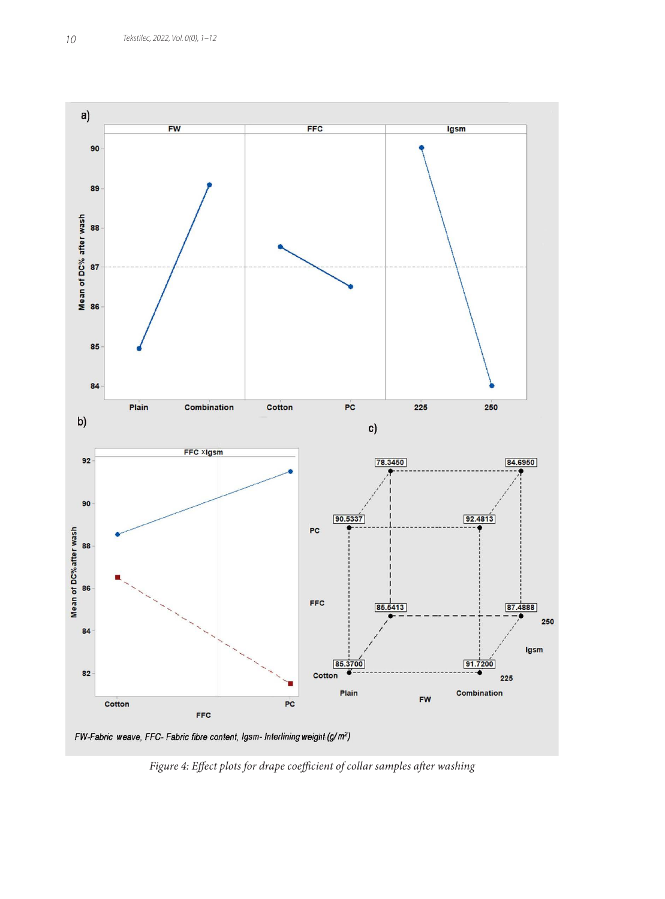FW-Fabric weave, FFC- Fabric fibre content, Igsm- Interlining weight (g/m$^2$)

*Figure 4: Effect plots for drape coefficient of collar samples after washing*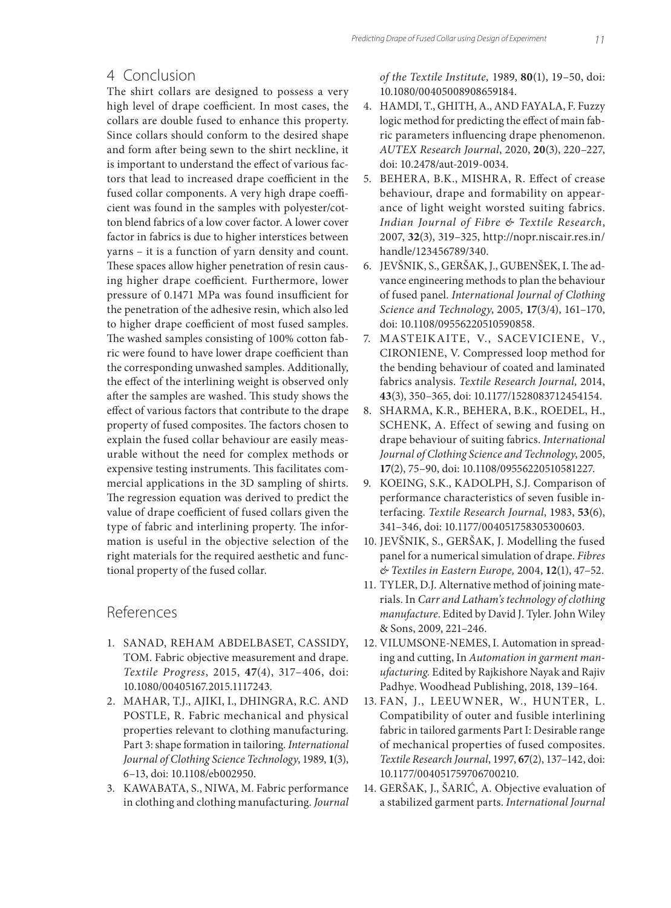## 4 Conclusion

The shirt collars are designed to possess a very high level of drape coefficient. In most cases, the collars are double fused to enhance this property. Since collars should conform to the desired shape and form after being sewn to the shirt neckline, it is important to understand the effect of various factors that lead to increased drape coefficient in the fused collar components. A very high drape coefficient was found in the samples with polyester/cotton blend fabrics of a low cover factor. A lower cover factor in fabrics is due to higher interstices between yarns – it is a function of yarn density and count. These spaces allow higher penetration of resin causing higher drape coefficient. Furthermore, lower pressure of 0.1471 MPa was found insufficient for the penetration of the adhesive resin, which also led to higher drape coefficient of most fused samples. The washed samples consisting of 100% cotton fabric were found to have lower drape coefficient than the corresponding unwashed samples. Additionally, the effect of the interlining weight is observed only after the samples are washed. This study shows the effect of various factors that contribute to the drape property of fused composites. The factors chosen to explain the fused collar behaviour are easily measurable without the need for complex methods or expensive testing instruments. This facilitates commercial applications in the 3D sampling of shirts. The regression equation was derived to predict the value of drape coefficient of fused collars given the type of fabric and interlining property. The information is useful in the objective selection of the right materials for the required aesthetic and functional property of the fused collar.

## References

1. SANAD, REHAM ABDELBASET, CASSIDY, TOM. Fabric objective measurement and drape. *Textile Progress*, 2015, **47**(4), 317–406, doi: 10.1080/00405167.2015.1117243.
2. MAHAR, T.J., AJIKI, I., DHINGRA, R.C. AND POSTLE, R. Fabric mechanical and physical properties relevant to clothing manufacturing. Part 3: shape formation in tailoring. *International Journal of Clothing Science Technology*, 1989, **1**(3), 6–13, doi: 10.1108/eb002950.
3. KAWABATA, S., NIWA, M. Fabric performance in clothing and clothing manufacturing. *Journal of the Textile Institute,* 1989, **80**(1), 19–50, doi: 10.1080/00405008908659184.
4. HAMDI, T., GHITH, A., AND FAYALA, F. Fuzzy logic method for predicting the effect of main fabric parameters influencing drape phenomenon. *AUTEX Research Journal*, 2020, **20**(3), 220–227, doi: 10.2478/aut-2019-0034.
5. BEHERA, B.K., MISHRA, R. Effect of crease behaviour, drape and formability on appearance of light weight worsted suiting fabrics. *Indian Journal of Fibre & Textile Research*, 2007, **32**(3), 319–325, http://nopr.niscair.res.in/handle/123456789/340.
6. JEVŠNIK, S., GERŠAK, J., GUBENŠEK, I. The advance engineering methods to plan the behaviour of fused panel. *International Journal of Clothing Science and Technology*, 2005, **17**(3/4), 161–170, doi: 10.1108/09556220510590858.
7. MASTEIKAITE, V., SACEVICIENE, V., CIRONIENE, V. Compressed loop method for the bending behaviour of coated and laminated fabrics analysis. *Textile Research Journal,* 2014, **43**(3), 350–365, doi: 10.1177/1528083712454154.
8. SHARMA, K.R., BEHERA, B.K., ROEDEL, H., SCHENK, A. Effect of sewing and fusing on drape behaviour of suiting fabrics. *International Journal of Clothing Science and Technology*, 2005, **17**(2), 75–90, doi: 10.1108/09556220510581227.
9. KOEING, S.K., KADOLPH, S.J. Comparison of performance characteristics of seven fusible interfacing. *Textile Research Journal*, 1983, **53**(6), 341–346, doi: 10.1177/004051758305300603.
10. JEVŠNIK, S., GERŠAK, J. Modelling the fused panel for a numerical simulation of drape. *Fibres & Textiles in Eastern Europe,* 2004, **12**(1), 47–52.
11. TYLER, D.J. Alternative method of joining materials. In *Carr and Latham's technology of clothing manufacture*. Edited by David J. Tyler. John Wiley & Sons, 2009, 221–246.
12. VILUMSONE-NEMES, I. Automation in spreading and cutting, In *Automation in garment manufacturing.* Edited by Rajkishore Nayak and Rajiv Padhye. Woodhead Publishing, 2018, 139–164.
13. FAN, J., LEEUWNER, W., HUNTER, L. Compatibility of outer and fusible interlining fabric in tailored garments Part I: Desirable range of mechanical properties of fused composites. *Textile Research Journal*, 1997, **67**(2), 137–142, doi: 10.1177/004051759706700210.
14. GERŠAK, J., ŠARIĆ, A. Objective evaluation of a stabilized garment parts. *International Journal*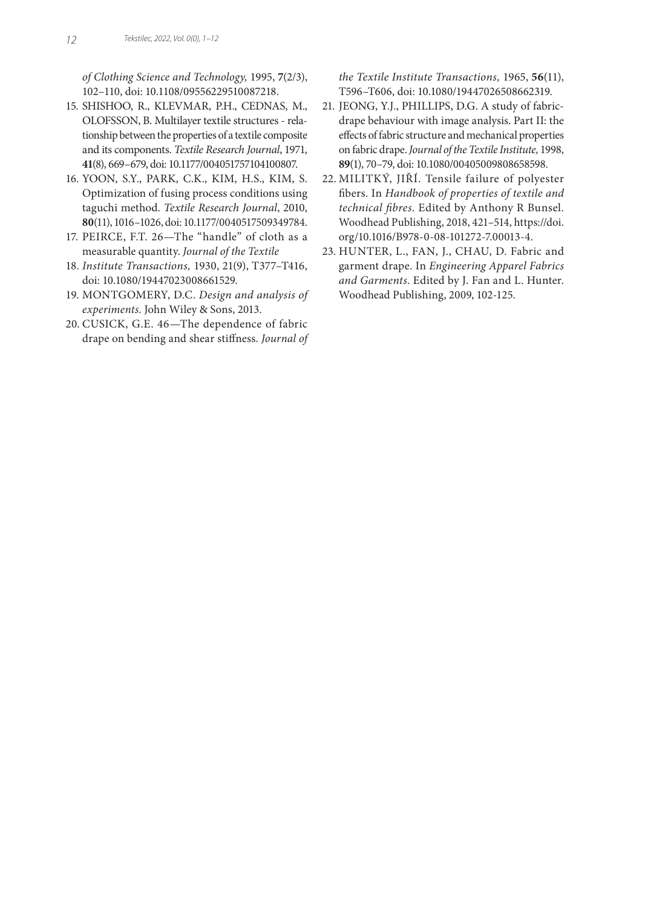*of Clothing Science and Technology,* 1995, **7**(2/3), 102–110, doi: 10.1108/09556229510087218.

15. SHISHOO, R., KLEVMAR, P.H., CEDNAS, M., OLOFSSON, B. Multilayer textile structures - relationship between the properties of a textile composite and its components. *Textile Research Journal*, 1971, **41**(8), 669–679, doi: 10.1177/004051757104100807.
16. YOON, S.Y., PARK, C.K., KIM, H.S., KIM, S. Optimization of fusing process conditions using taguchi method. *Textile Research Journal*, 2010, **80**(11), 1016–1026, doi: 10.1177/0040517509349784.
17. PEIRCE, F.T. 26—The "handle" of cloth as a measurable quantity. *Journal of the Textile*
18. *Institute Transactions,* 1930, 21(9), T377–T416, doi: 10.1080/19447023008661529.
19. MONTGOMERY, D.C. *Design and analysis of experiments.* John Wiley & Sons, 2013.
20. CUSICK, G.E. 46—The dependence of fabric drape on bending and shear stiffness. *Journal of the Textile Institute Transactions,* 1965, **56**(11), T596–T606, doi: 10.1080/19447026508662319.
21. JEONG, Y.J., PHILLIPS, D.G. A study of fabric-drape behaviour with image analysis. Part II: the effects of fabric structure and mechanical properties on fabric drape. *Journal of the Textile Institute,* 1998, **89**(1), 70–79, doi: 10.1080/00405009808658598.
22. MILITKÝ, JIŘÍ. Tensile failure of polyester fibers. In *Handbook of properties of textile and technical fibres*. Edited by Anthony R Bunsel. Woodhead Publishing, 2018, 421–514, https://doi.org/10.1016/B978-0-08-101272-7.00013-4.
23. HUNTER, L., FAN, J., CHAU, D. Fabric and garment drape. In *Engineering Apparel Fabrics and Garments*. Edited by J. Fan and L. Hunter. Woodhead Publishing, 2009, 102-125.